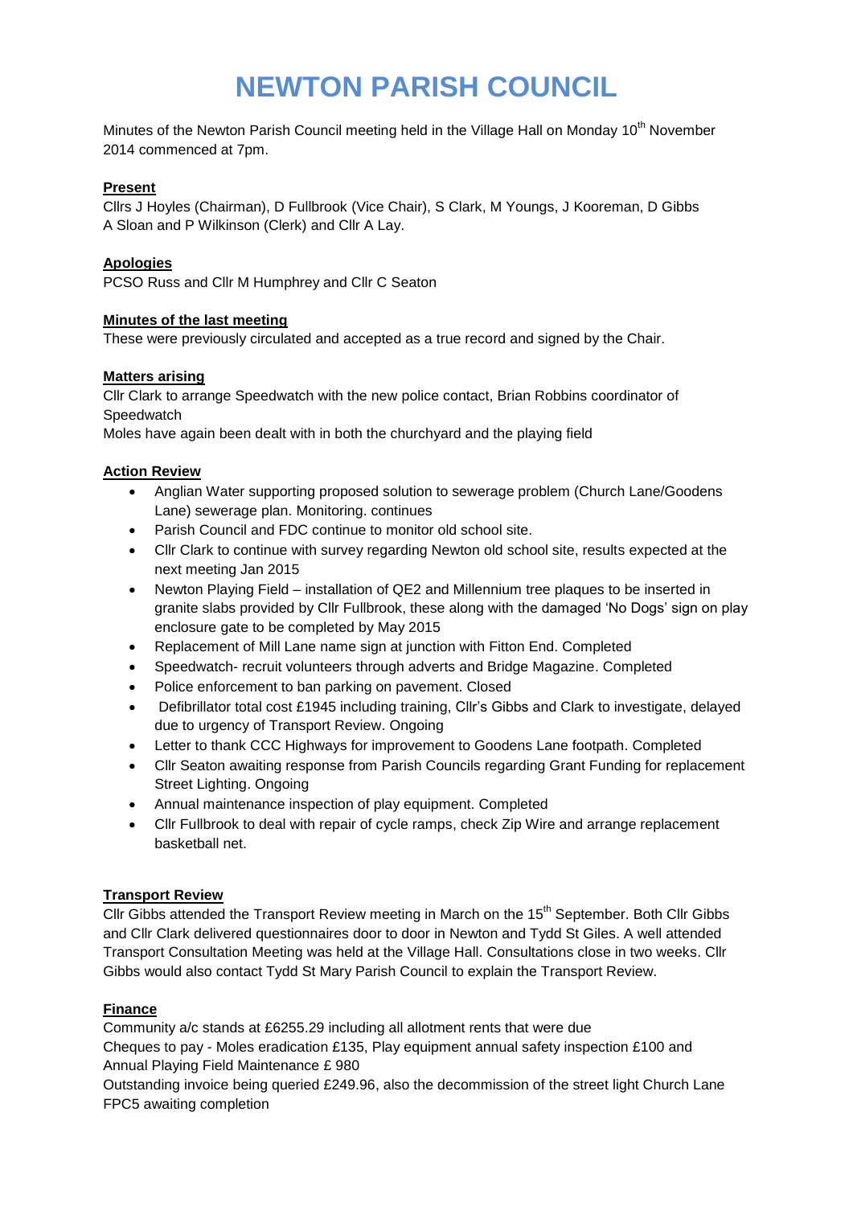# NEWTON PARISH COUNCIL

Minutes of the Newton Parish Council meeting held in the Village Hall on Monday 10th November 2014 commenced at 7pm.

**Present**

Cllrs J Hoyles (Chairman), D Fullbrook (Vice Chair), S Clark, M Youngs, J Kooreman, D Gibbs A Sloan and P Wilkinson (Clerk) and Cllr A Lay.

**Apologies**

PCSO Russ and Cllr M Humphrey and Cllr C Seaton

**Minutes of the last meeting**

These were previously circulated and accepted as a true record and signed by the Chair.

**Matters arising**

Cllr Clark to arrange Speedwatch with the new police contact, Brian Robbins coordinator of Speedwatch

Moles have again been dealt with in both the churchyard and the playing field

**Action Review**

- Anglian Water supporting proposed solution to sewerage problem (Church Lane/Goodens Lane) sewerage plan. Monitoring. continues
- Parish Council and FDC continue to monitor old school site.
- Cllr Clark to continue with survey regarding Newton old school site, results expected at the next meeting Jan 2015
- Newton Playing Field – installation of QE2 and Millennium tree plaques to be inserted in granite slabs provided by Cllr Fullbrook, these along with the damaged 'No Dogs' sign on play enclosure gate to be completed by May 2015
- Replacement of Mill Lane name sign at junction with Fitton End. Completed
- Speedwatch- recruit volunteers through adverts and Bridge Magazine. Completed
- Police enforcement to ban parking on pavement. Closed
- Defibrillator total cost £1945 including training, Cllr's Gibbs and Clark to investigate, delayed due to urgency of Transport Review. Ongoing
- Letter to thank CCC Highways for improvement to Goodens Lane footpath. Completed
- Cllr Seaton awaiting response from Parish Councils regarding Grant Funding for replacement Street Lighting. Ongoing
- Annual maintenance inspection of play equipment. Completed
- Cllr Fullbrook to deal with repair of cycle ramps, check Zip Wire and arrange replacement basketball net.

**Transport Review**

Cllr Gibbs attended the Transport Review meeting in March on the 15th September. Both Cllr Gibbs and Cllr Clark delivered questionnaires door to door in Newton and Tydd St Giles. A well attended Transport Consultation Meeting was held at the Village Hall. Consultations close in two weeks. Cllr Gibbs would also contact Tydd St Mary Parish Council to explain the Transport Review.

**Finance**

Community a/c stands at £6255.29 including all allotment rents that were due

Cheques to pay - Moles eradication £135, Play equipment annual safety inspection £100 and Annual Playing Field Maintenance £ 980

Outstanding invoice being queried £249.96, also the decommission of the street light Church Lane FPC5 awaiting completion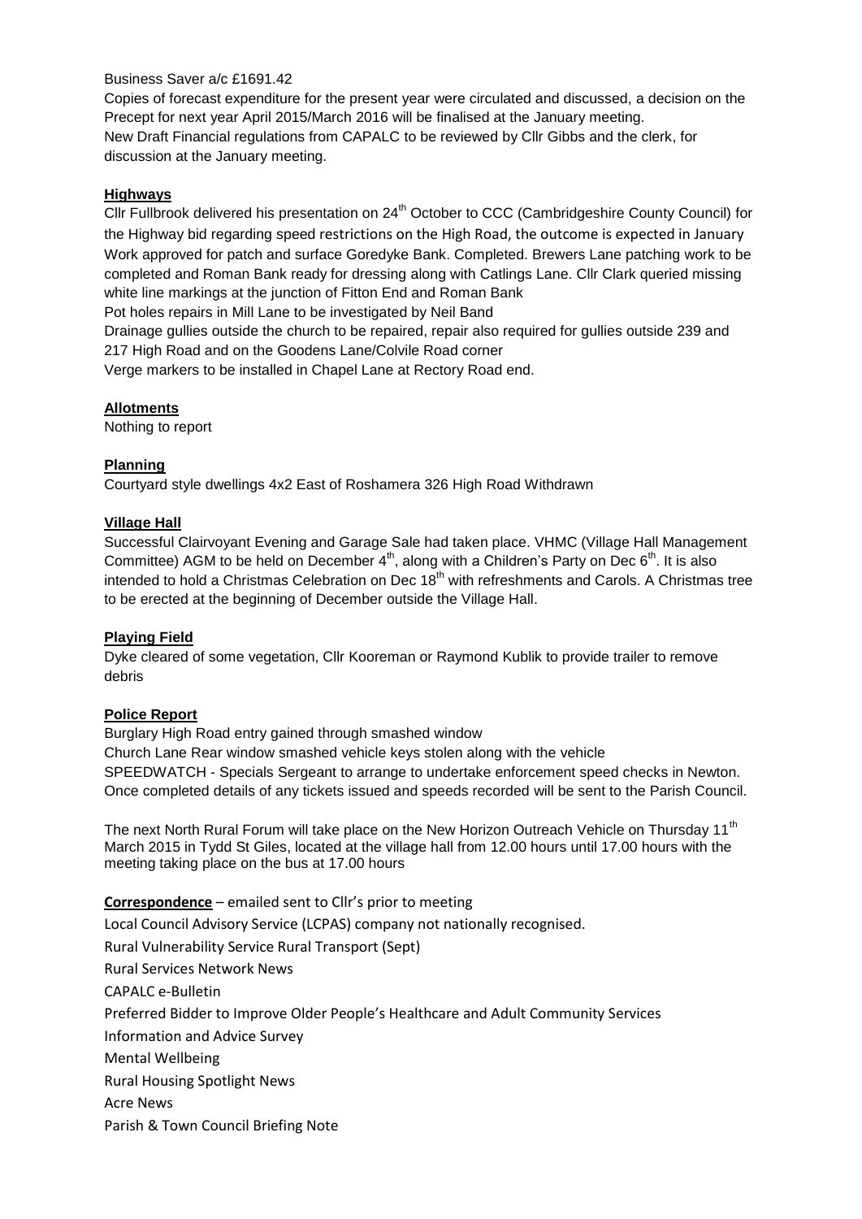Business Saver a/c £1691.42

Copies of forecast expenditure for the present year were circulated and discussed, a decision on the Precept for next year April 2015/March 2016 will be finalised at the January meeting.

New Draft Financial regulations from CAPALC to be reviewed by Cllr Gibbs and the clerk, for discussion at the January meeting.

**Highways**

Cllr Fullbrook delivered his presentation on 24th October to CCC (Cambridgeshire County Council) for the Highway bid regarding speed restrictions on the High Road, the outcome is expected in January

Work approved for patch and surface Goredyke Bank. Completed. Brewers Lane patching work to be completed and Roman Bank ready for dressing along with Catlings Lane. Cllr Clark queried missing white line markings at the junction of Fitton End and Roman Bank

Pot holes repairs in Mill Lane to be investigated by Neil Band

Drainage gullies outside the church to be repaired, repair also required for gullies outside 239 and 217 High Road and on the Goodens Lane/Colvile Road corner

Verge markers to be installed in Chapel Lane at Rectory Road end.

**Allotments**

Nothing to report

**Planning**

Courtyard style dwellings 4x2 East of Roshamera 326 High Road Withdrawn

**Village Hall**

Successful Clairvoyant Evening and Garage Sale had taken place. VHMC (Village Hall Management Committee) AGM to be held on December 4th, along with a Children's Party on Dec 6th. It is also intended to hold a Christmas Celebration on Dec 18th with refreshments and Carols. A Christmas tree to be erected at the beginning of December outside the Village Hall.

**Playing Field**

Dyke cleared of some vegetation, Cllr Kooreman or Raymond Kublik to provide trailer to remove debris

**Police Report**

Burglary High Road entry gained through smashed window

Church Lane Rear window smashed vehicle keys stolen along with the vehicle

SPEEDWATCH - Specials Sergeant to arrange to undertake enforcement speed checks in Newton. Once completed details of any tickets issued and speeds recorded will be sent to the Parish Council.

The next North Rural Forum will take place on the New Horizon Outreach Vehicle on Thursday 11th March 2015 in Tydd St Giles, located at the village hall from 12.00 hours until 17.00 hours with the meeting taking place on the bus at 17.00 hours

**Correspondence** – emailed sent to Cllr's prior to meeting

Local Council Advisory Service (LCPAS) company not nationally recognised.

Rural Vulnerability Service Rural Transport (Sept)

Rural Services Network News

CAPALC e-Bulletin

Preferred Bidder to Improve Older People's Healthcare and Adult Community Services

Information and Advice Survey

Mental Wellbeing

Rural Housing Spotlight News

Acre News

Parish & Town Council Briefing Note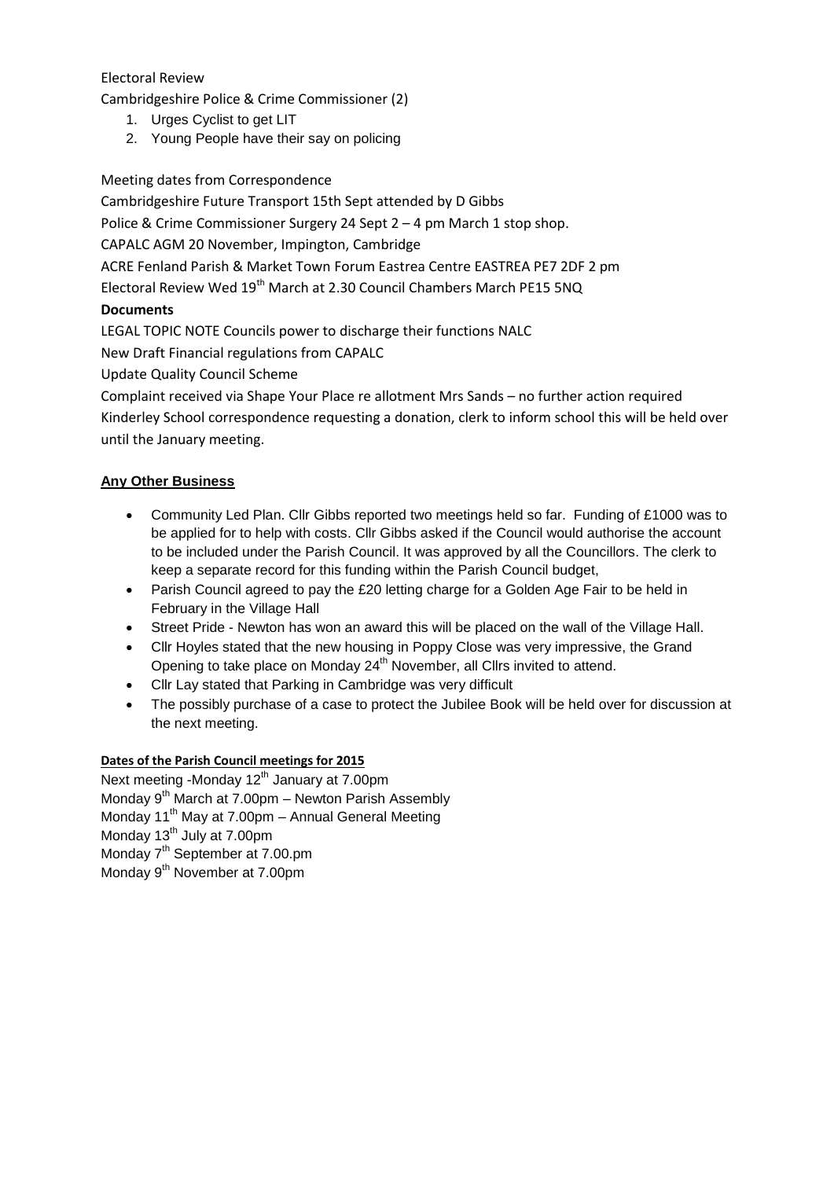Electoral Review

Cambridgeshire Police & Crime Commissioner (2)

1. Urges Cyclist to get LIT
2. Young People have their say on policing

Meeting dates from Correspondence

Cambridgeshire Future Transport 15th Sept attended by D Gibbs

Police & Crime Commissioner Surgery 24 Sept 2 – 4 pm March 1 stop shop.

CAPALC AGM 20 November, Impington, Cambridge

ACRE Fenland Parish & Market Town Forum Eastrea Centre EASTREA PE7 2DF 2 pm

Electoral Review Wed 19th March at 2.30 Council Chambers March PE15 5NQ

**Documents**

LEGAL TOPIC NOTE Councils power to discharge their functions NALC

New Draft Financial regulations from CAPALC

Update Quality Council Scheme

Complaint received via Shape Your Place re allotment Mrs Sands – no further action required

Kinderley School correspondence requesting a donation, clerk to inform school this will be held over until the January meeting.

**Any Other Business**

- Community Led Plan. Cllr Gibbs reported two meetings held so far. Funding of £1000 was to be applied for to help with costs. Cllr Gibbs asked if the Council would authorise the account to be included under the Parish Council. It was approved by all the Councillors. The clerk to keep a separate record for this funding within the Parish Council budget,
- Parish Council agreed to pay the £20 letting charge for a Golden Age Fair to be held in February in the Village Hall
- Street Pride - Newton has won an award this will be placed on the wall of the Village Hall.
- Cllr Hoyles stated that the new housing in Poppy Close was very impressive, the Grand Opening to take place on Monday 24th November, all Cllrs invited to attend.
- Cllr Lay stated that Parking in Cambridge was very difficult
- The possibly purchase of a case to protect the Jubilee Book will be held over for discussion at the next meeting.

**Dates of the Parish Council meetings for 2015**

Next meeting -Monday 12th January at 7.00pm

Monday 9th March at 7.00pm – Newton Parish Assembly

Monday 11th May at 7.00pm – Annual General Meeting

Monday 13th July at 7.00pm

Monday 7th September at 7.00.pm

Monday 9th November at 7.00pm